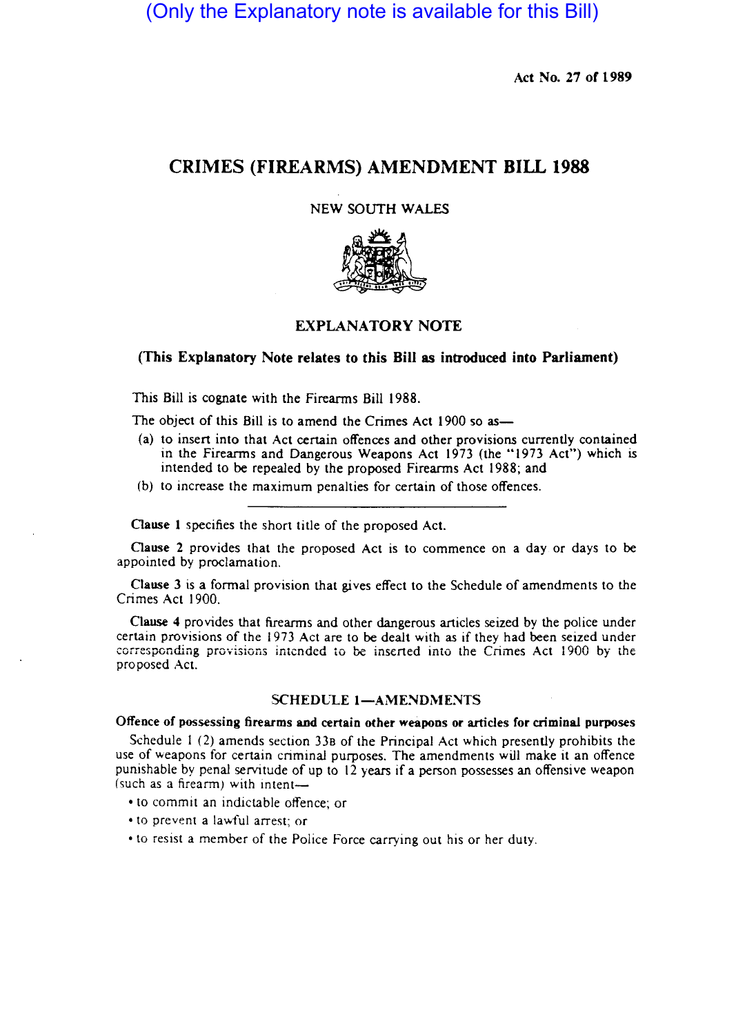(Only the Explanatory note is available for this Bill)

Act No. 27 of 1989

# CRIMES (FIREARMS) AMENDMENT BILL 1988

NEW SOUTH WALES

## EXPLANATORY NOTE

**(This Explanatory Note relates to this Bill as introduced into Parliament)**

This Bill is cognate with the Firearms Bill 1988.

The object of this Bill is to amend the Crimes Act 1900 so as—

(a) to insert into that Act certain offences and other provisions currently contained in the Firearms and Dangerous Weapons Act 1973 (the "1973 Act") which is intended to be repealed by the proposed Firearms Act 1988; and

(b) to increase the maximum penalties for certain of those offences.

---

**Clause 1** specifies the short title of the proposed Act.

**Clause 2** provides that the proposed Act is to commence on a day or days to be appointed by proclamation.

**Clause 3** is a formal provision that gives effect to the Schedule of amendments to the Crimes Act 1900.

**Clause 4** provides that firearms and other dangerous articles seized by the police under certain provisions of the 1973 Act are to be dealt with as if they had been seized under corresponding provisions intended to be inserted into the Crimes Act 1900 by the proposed Act.

### SCHEDULE 1—AMENDMENTS

**Offence of possessing firearms and certain other weapons or articles for criminal purposes**

Schedule 1 (2) amends section 33B of the Principal Act which presently prohibits the use of weapons for certain criminal purposes. The amendments will make it an offence punishable by penal servitude of up to 12 years if a person possesses an offensive weapon (such as a firearm) with intent—

- to commit an indictable offence; or
- to prevent a lawful arrest; or
- to resist a member of the Police Force carrying out his or her duty.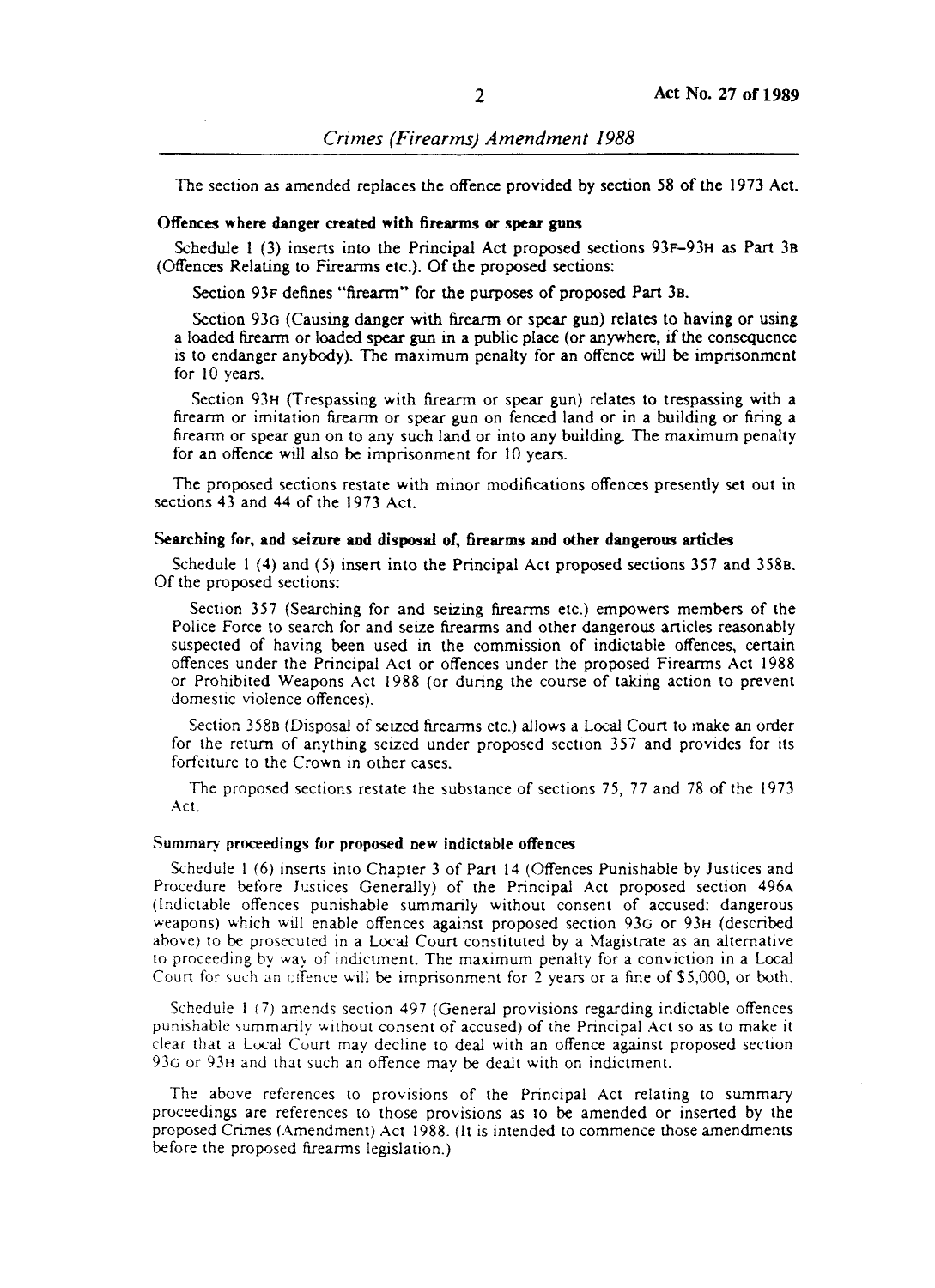The section as amended replaces the offence provided by section 58 of the 1973 Act.

**Offences where danger created with firearms or spear guns**

Schedule 1 (3) inserts into the Principal Act proposed sections 93F–93H as Part 3B (Offences Relating to Firearms etc.). Of the proposed sections:

Section 93F defines "firearm" for the purposes of proposed Part 3B.

Section 93G (Causing danger with firearm or spear gun) relates to having or using a loaded firearm or loaded spear gun in a public place (or anywhere, if the consequence is to endanger anybody). The maximum penalty for an offence will be imprisonment for 10 years.

Section 93H (Trespassing with firearm or spear gun) relates to trespassing with a firearm or imitation firearm or spear gun on fenced land or in a building or firing a firearm or spear gun on to any such land or into any building. The maximum penalty for an offence will also be imprisonment for 10 years.

The proposed sections restate with minor modifications offences presently set out in sections 43 and 44 of the 1973 Act.

**Searching for, and seizure and disposal of, firearms and other dangerous articles**

Schedule 1 (4) and (5) insert into the Principal Act proposed sections 357 and 358B. Of the proposed sections:

Section 357 (Searching for and seizing firearms etc.) empowers members of the Police Force to search for and seize firearms and other dangerous articles reasonably suspected of having been used in the commission of indictable offences, certain offences under the Principal Act or offences under the proposed Firearms Act 1988 or Prohibited Weapons Act 1988 (or during the course of taking action to prevent domestic violence offences).

Section 358B (Disposal of seized firearms etc.) allows a Local Court to make an order for the return of anything seized under proposed section 357 and provides for its forfeiture to the Crown in other cases.

The proposed sections restate the substance of sections 75, 77 and 78 of the 1973 Act.

**Summary proceedings for proposed new indictable offences**

Schedule 1 (6) inserts into Chapter 3 of Part 14 (Offences Punishable by Justices and Procedure before Justices Generally) of the Principal Act proposed section 496A (Indictable offences punishable summarily without consent of accused: dangerous weapons) which will enable offences against proposed section 93G or 93H (described above) to be prosecuted in a Local Court constituted by a Magistrate as an alternative to proceeding by way of indictment. The maximum penalty for a conviction in a Local Court for such an offence will be imprisonment for 2 years or a fine of $5,000, or both.

Schedule 1 (7) amends section 497 (General provisions regarding indictable offences punishable summarily without consent of accused) of the Principal Act so as to make it clear that a Local Court may decline to deal with an offence against proposed section 93G or 93H and that such an offence may be dealt with on indictment.

The above references to provisions of the Principal Act relating to summary proceedings are references to those provisions as to be amended or inserted by the proposed Crimes (Amendment) Act 1988. (It is intended to commence those amendments before the proposed firearms legislation.)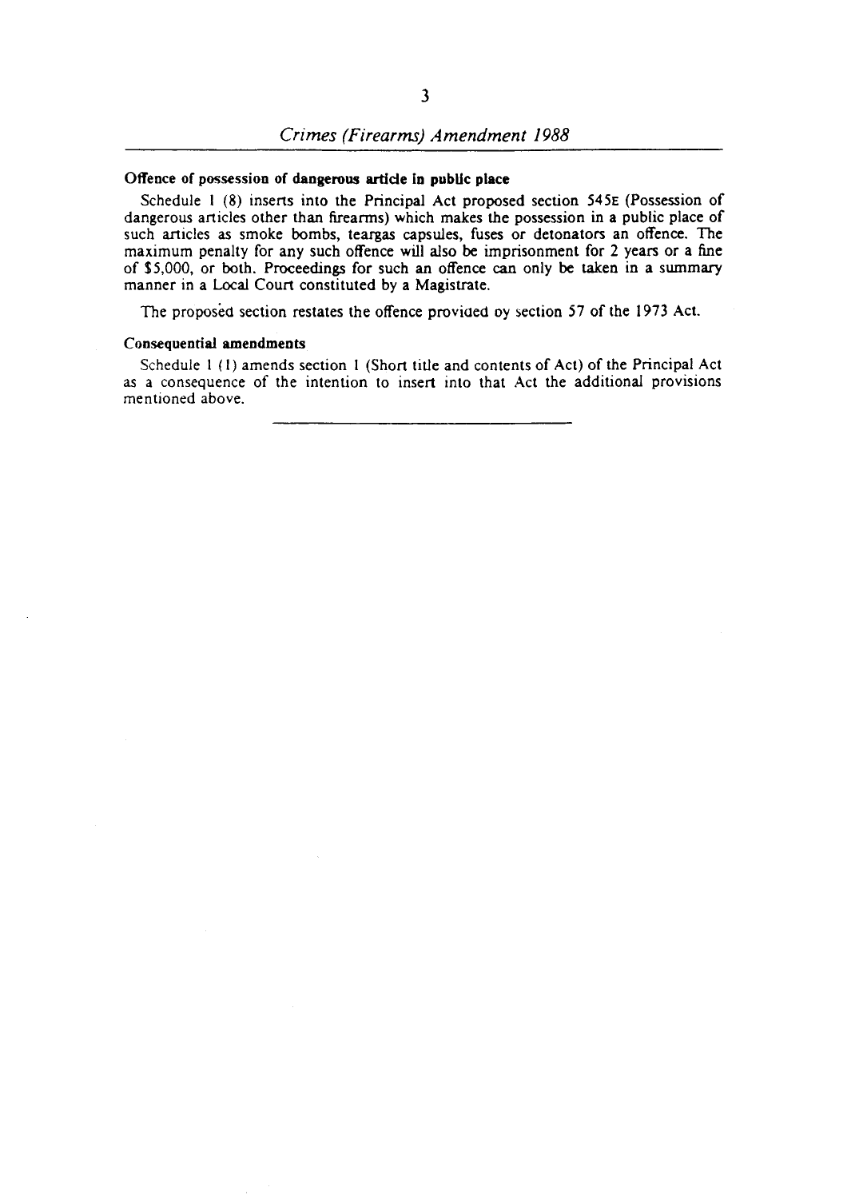**Offence of possession of dangerous article in public place**

Schedule 1 (8) inserts into the Principal Act proposed section 545E (Possession of dangerous articles other than firearms) which makes the possession in a public place of such articles as smoke bombs, teargas capsules, fuses or detonators an offence. The maximum penalty for any such offence will also be imprisonment for 2 years or a fine of $5,000, or both. Proceedings for such an offence can only be taken in a summary manner in a Local Court constituted by a Magistrate.

The proposed section restates the offence provided by section 57 of the 1973 Act.

**Consequential amendments**

Schedule 1 (1) amends section 1 (Short title and contents of Act) of the Principal Act as a consequence of the intention to insert into that Act the additional provisions mentioned above.